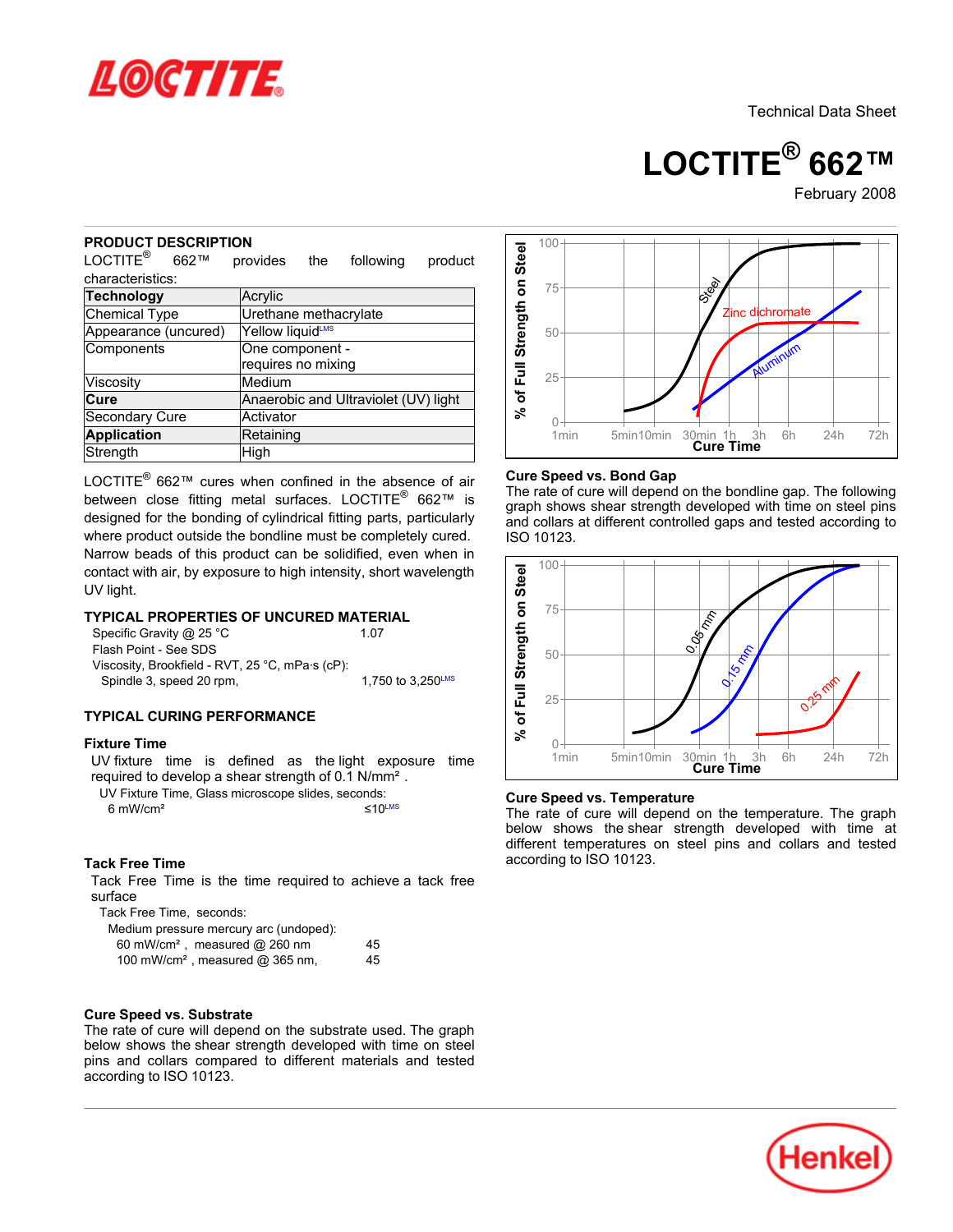# Technical Data Sheet

# LOCTITE® 662™

February 2008

## PRODUCT DESCRIPTION

LOCTITE® 662™ provides the following product characteristics:

| | |
|---|---|
| **Technology** | Acrylic |
| Chemical Type | Urethane methacrylate |
| Appearance (uncured) | Yellow liquid[LMS] |
| Components | One component - requires no mixing |
| Viscosity | Medium |
| **Cure** | Anaerobic and Ultraviolet (UV) light |
| Secondary Cure | Activator |
| **Application** | Retaining |
| Strength | High |

LOCTITE® 662™ cures when confined in the absence of air between close fitting metal surfaces. LOCTITE® 662™ is designed for the bonding of cylindrical fitting parts, particularly where product outside the bondline must be completely cured. Narrow beads of this product can be solidified, even when in contact with air, by exposure to high intensity, short wavelength UV light.

## TYPICAL PROPERTIES OF UNCURED MATERIAL

Specific Gravity @ 25 °C 1.07

Flash Point - See SDS

Viscosity, Brookfield - RVT, 25 °C, mPa·s (cP):

Spindle 3, speed 20 rpm, 1,750 to 3,250[LMS]

## TYPICAL CURING PERFORMANCE

### Fixture Time

UV fixture time is defined as the light exposure time required to develop a shear strength of 0.1 N/mm².

UV Fixture Time, Glass microscope slides, seconds:

6 mW/cm² ≤10[LMS]

### Tack Free Time

Tack Free Time is the time required to achieve a tack free surface

Tack Free Time, seconds:

Medium pressure mercury arc (undoped):

60 mW/cm², measured @ 260 nm 45

100 mW/cm², measured @ 365 nm, 45

### Cure Speed vs. Substrate

The rate of cure will depend on the substrate used. The graph below shows the shear strength developed with time on steel pins and collars compared to different materials and tested according to ISO 10123.

### Cure Speed vs. Bond Gap

The rate of cure will depend on the bondline gap. The following graph shows shear strength developed with time on steel pins and collars at different controlled gaps and tested according to ISO 10123.

### Cure Speed vs. Temperature

The rate of cure will depend on the temperature. The graph below shows the shear strength developed with time at different temperatures on steel pins and collars and tested according to ISO 10123.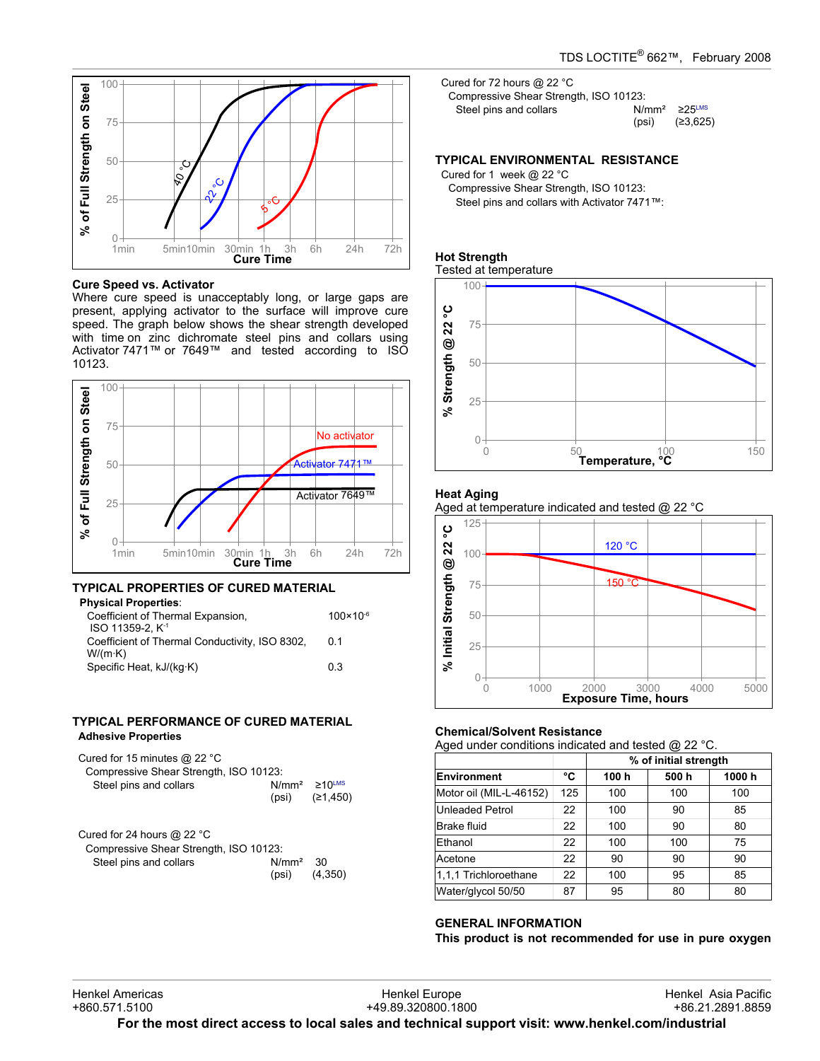### Cure Speed vs. Activator

Where cure speed is unacceptably long, or large gaps are present, applying activator to the surface will improve cure speed. The graph below shows the shear strength developed with time on zinc dichromate steel pins and collars using Activator 7471™ or 7649™ and tested according to ISO 10123.

## TYPICAL PROPERTIES OF CURED MATERIAL

**Physical Properties**:

| | |
|---|---|
| Coefficient of Thermal Expansion, ISO 11359-2, $K^{-1}$ | $100 \times 10^{-6}$ |
| Coefficient of Thermal Conductivity, ISO 8302, W/(m·K) | 0.1 |
| Specific Heat, kJ/(kg·K) | 0.3 |

## TYPICAL PERFORMANCE OF CURED MATERIAL

**Adhesive Properties**

Cured for 15 minutes @ 22 °C
Compressive Shear Strength, ISO 10123:

| | | |
|---|---|---|
| Steel pins and collars | N/mm² | ≥10[LMS] |
| | (psi) | (≥1,450) |

Cured for 24 hours @ 22 °C
Compressive Shear Strength, ISO 10123:

| | | |
|---|---|---|
| Steel pins and collars | N/mm² | 30 |
| | (psi) | (4,350) |

Cured for 72 hours @ 22 °C
Compressive Shear Strength, ISO 10123:

| | | |
|---|---|---|
| Steel pins and collars | N/mm² | ≥25[LMS] |
| | (psi) | (≥3,625) |

## TYPICAL ENVIRONMENTAL RESISTANCE

Cured for 1 week @ 22 °C
Compressive Shear Strength, ISO 10123:
Steel pins and collars with Activator 7471™:

### Hot Strength

Tested at temperature

### Heat Aging

Aged at temperature indicated and tested @ 22 °C

### Chemical/Solvent Resistance

Aged under conditions indicated and tested @ 22 °C.

| | | % of initial strength | | |
|---|---|---|---|---|
| **Environment** | **°C** | **100 h** | **500 h** | **1000 h** |
| Motor oil (MIL-L-46152) | 125 | 100 | 100 | 100 |
| Unleaded Petrol | 22 | 100 | 90 | 85 |
| Brake fluid | 22 | 100 | 90 | 80 |
| Ethanol | 22 | 100 | 100 | 75 |
| Acetone | 22 | 90 | 90 | 90 |
| 1,1,1 Trichloroethane | 22 | 100 | 95 | 85 |
| Water/glycol 50/50 | 87 | 95 | 80 | 80 |

## GENERAL INFORMATION

**This product is not recommended for use in pure oxygen**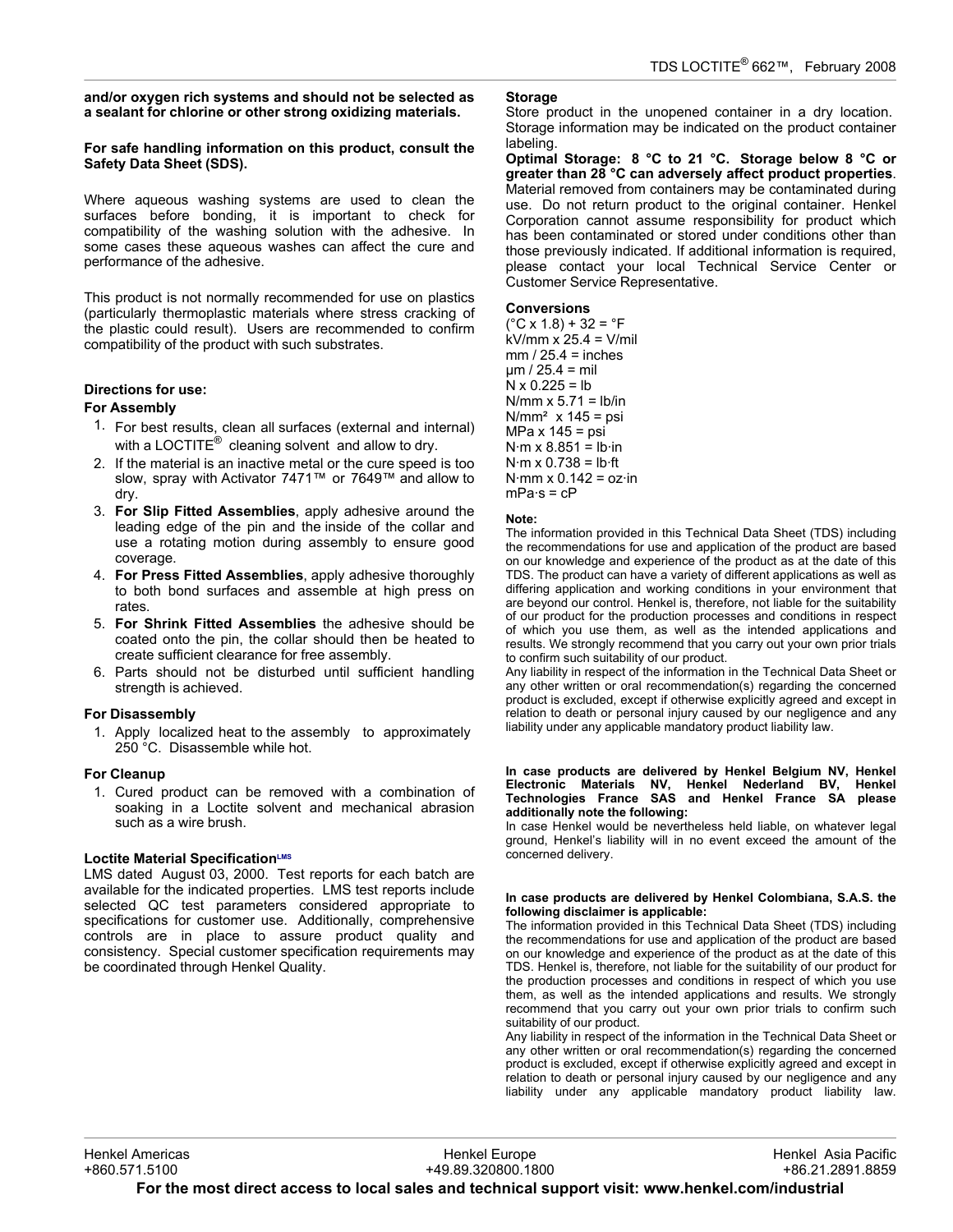**and/or oxygen rich systems and should not be selected as a sealant for chlorine or other strong oxidizing materials.**

**For safe handling information on this product, consult the Safety Data Sheet (SDS).**

Where aqueous washing systems are used to clean the surfaces before bonding, it is important to check for compatibility of the washing solution with the adhesive. In some cases these aqueous washes can affect the cure and performance of the adhesive.

This product is not normally recommended for use on plastics (particularly thermoplastic materials where stress cracking of the plastic could result). Users are recommended to confirm compatibility of the product with such substrates.

### Directions for use:

#### For Assembly

1. For best results, clean all surfaces (external and internal) with a LOCTITE® cleaning solvent and allow to dry.
2. If the material is an inactive metal or the cure speed is too slow, spray with Activator 7471™ or 7649™ and allow to dry.
3. **For Slip Fitted Assemblies**, apply adhesive around the leading edge of the pin and the inside of the collar and use a rotating motion during assembly to ensure good coverage.
4. **For Press Fitted Assemblies**, apply adhesive thoroughly to both bond surfaces and assemble at high press on rates.
5. **For Shrink Fitted Assemblies** the adhesive should be coated onto the pin, the collar should then be heated to create sufficient clearance for free assembly.
6. Parts should not be disturbed until sufficient handling strength is achieved.

#### For Disassembly

1. Apply localized heat to the assembly to approximately 250 °C. Disassemble while hot.

#### For Cleanup

1. Cured product can be removed with a combination of soaking in a Loctite solvent and mechanical abrasion such as a wire brush.

#### Loctite Material Specification[LMS]

LMS dated August 03, 2000. Test reports for each batch are available for the indicated properties. LMS test reports include selected QC test parameters considered appropriate to specifications for customer use. Additionally, comprehensive controls are in place to assure product quality and consistency. Special customer specification requirements may be coordinated through Henkel Quality.

#### Storage

Store product in the unopened container in a dry location. Storage information may be indicated on the product container labeling.

**Optimal Storage: 8 °C to 21 °C. Storage below 8 °C or greater than 28 °C can adversely affect product properties**. Material removed from containers may be contaminated during use. Do not return product to the original container. Henkel Corporation cannot assume responsibility for product which has been contaminated or stored under conditions other than those previously indicated. If additional information is required, please contact your local Technical Service Center or Customer Service Representative.

#### Conversions

(°C x 1.8) + 32 = °F
kV/mm x 25.4 = V/mil
mm / 25.4 = inches
µm / 25.4 = mil
N x 0.225 = lb
N/mm x 5.71 = lb/in
N/mm² x 145 = psi
MPa x 145 = psi
N·m x 8.851 = lb·in
N·m x 0.738 = lb·ft
N·mm x 0.142 = oz·in
mPa·s = cP

#### Note:

The information provided in this Technical Data Sheet (TDS) including the recommendations for use and application of the product are based on our knowledge and experience of the product as at the date of this TDS. The product can have a variety of different applications as well as differing application and working conditions in your environment that are beyond our control. Henkel is, therefore, not liable for the suitability of our product for the production processes and conditions in respect of which you use them, as well as the intended applications and results. We strongly recommend that you carry out your own prior trials to confirm such suitability of our product.

Any liability in respect of the information in the Technical Data Sheet or any other written or oral recommendation(s) regarding the concerned product is excluded, except if otherwise explicitly agreed and except in relation to death or personal injury caused by our negligence and any liability under any applicable mandatory product liability law.

**In case products are delivered by Henkel Belgium NV, Henkel Electronic Materials NV, Henkel Nederland BV, Henkel Technologies France SAS and Henkel France SA please additionally note the following:**

In case Henkel would be nevertheless held liable, on whatever legal ground, Henkel's liability will in no event exceed the amount of the concerned delivery.

**In case products are delivered by Henkel Colombiana, S.A.S. the following disclaimer is applicable:**

The information provided in this Technical Data Sheet (TDS) including the recommendations for use and application of the product are based on our knowledge and experience of the product as at the date of this TDS. Henkel is, therefore, not liable for the suitability of our product for the production processes and conditions in respect of which you use them, as well as the intended applications and results. We strongly recommend that you carry out your own prior trials to confirm such suitability of our product.

Any liability in respect of the information in the Technical Data Sheet or any other written or oral recommendation(s) regarding the concerned product is excluded, except if otherwise explicitly agreed and except in relation to death or personal injury caused by our negligence and any liability under any applicable mandatory product liability law.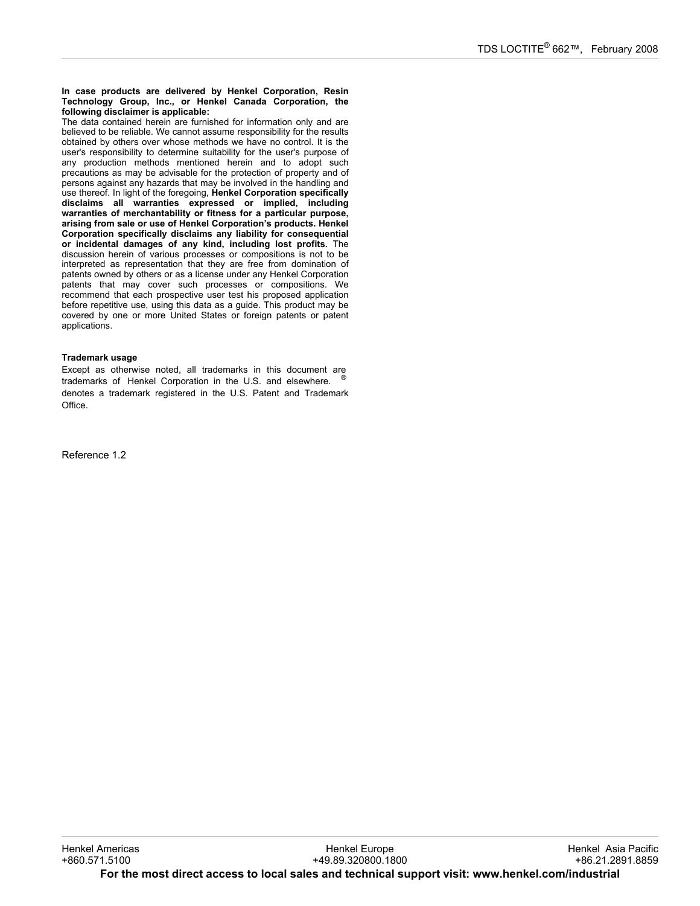**In case products are delivered by Henkel Corporation, Resin Technology Group, Inc., or Henkel Canada Corporation, the following disclaimer is applicable:**

The data contained herein are furnished for information only and are believed to be reliable. We cannot assume responsibility for the results obtained by others over whose methods we have no control. It is the user's responsibility to determine suitability for the user's purpose of any production methods mentioned herein and to adopt such precautions as may be advisable for the protection of property and of persons against any hazards that may be involved in the handling and use thereof. In light of the foregoing, **Henkel Corporation specifically disclaims all warranties expressed or implied, including warranties of merchantability or fitness for a particular purpose, arising from sale or use of Henkel Corporation's products. Henkel Corporation specifically disclaims any liability for consequential or incidental damages of any kind, including lost profits.** The discussion herein of various processes or compositions is not to be interpreted as representation that they are free from domination of patents owned by others or as a license under any Henkel Corporation patents that may cover such processes or compositions. We recommend that each prospective user test his proposed application before repetitive use, using this data as a guide. This product may be covered by one or more United States or foreign patents or patent applications.

**Trademark usage**

Except as otherwise noted, all trademarks in this document are trademarks of Henkel Corporation in the U.S. and elsewhere. ® denotes a trademark registered in the U.S. Patent and Trademark Office.

Reference 1.2

Henkel Americas
+860.571.5100

Henkel Europe
+49.89.320800.1800

Henkel Asia Pacific
+86.21.2891.8859

**For the most direct access to local sales and technical support visit: www.henkel.com/industrial**